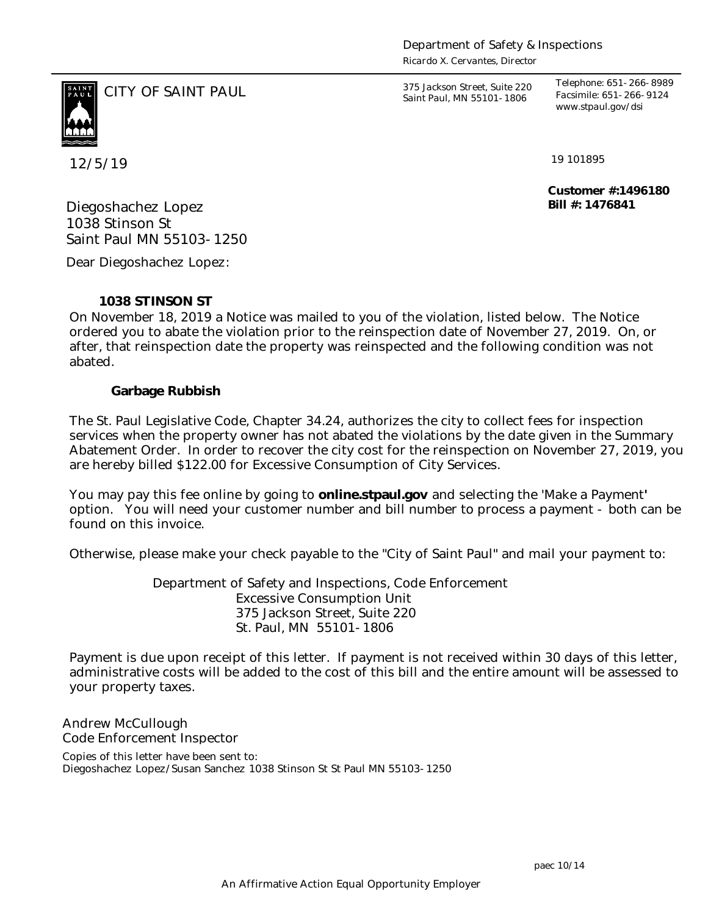Department of Safety & Inspections
*Ricardo X. Cervantes, Director*

CITY OF SAINT PAUL

375 Jackson Street, Suite 220
Saint Paul, MN 55101-1806

Telephone: 651-266-8989
Facsimile: 651-266-9124
www.stpaul.gov/dsi

12/5/19

19 101895

**Customer #:1496180**
**Bill #: 1476841**

Diegoshachez Lopez
1038 Stinson St
Saint Paul MN 55103-1250

Dear Diegoshachez Lopez:

**1038 STINSON ST**

On November 18, 2019 a Notice was mailed to you of the violation, listed below. The Notice ordered you to abate the violation prior to the reinspection date of November 27, 2019. On, or after, that reinspection date the property was reinspected and the following condition was not abated.

**Garbage Rubbish**

The St. Paul Legislative Code, Chapter 34.24, authorizes the city to collect fees for inspection services when the property owner has not abated the violations by the date given in the Summary Abatement Order. In order to recover the city cost for the reinspection on November 27, 2019, you are hereby billed $122.00 for Excessive Consumption of City Services.

You may pay this fee online by going to **online.stpaul.gov** and selecting the 'Make a Payment' option. You will need your customer number and bill number to process a payment - both can be found on this invoice.

Otherwise, please make your check payable to the "City of Saint Paul" and mail your payment to:

Department of Safety and Inspections, Code Enforcement
Excessive Consumption Unit
375 Jackson Street, Suite 220
St. Paul, MN 55101-1806

Payment is due upon receipt of this letter. If payment is not received within 30 days of this letter, administrative costs will be added to the cost of this bill and the entire amount will be assessed to your property taxes.

Andrew McCullough
Code Enforcement Inspector

Copies of this letter have been sent to:
Diegoshachez Lopez/Susan Sanchez 1038 Stinson St St Paul MN 55103-1250

paec 10/14

An Affirmative Action Equal Opportunity Employer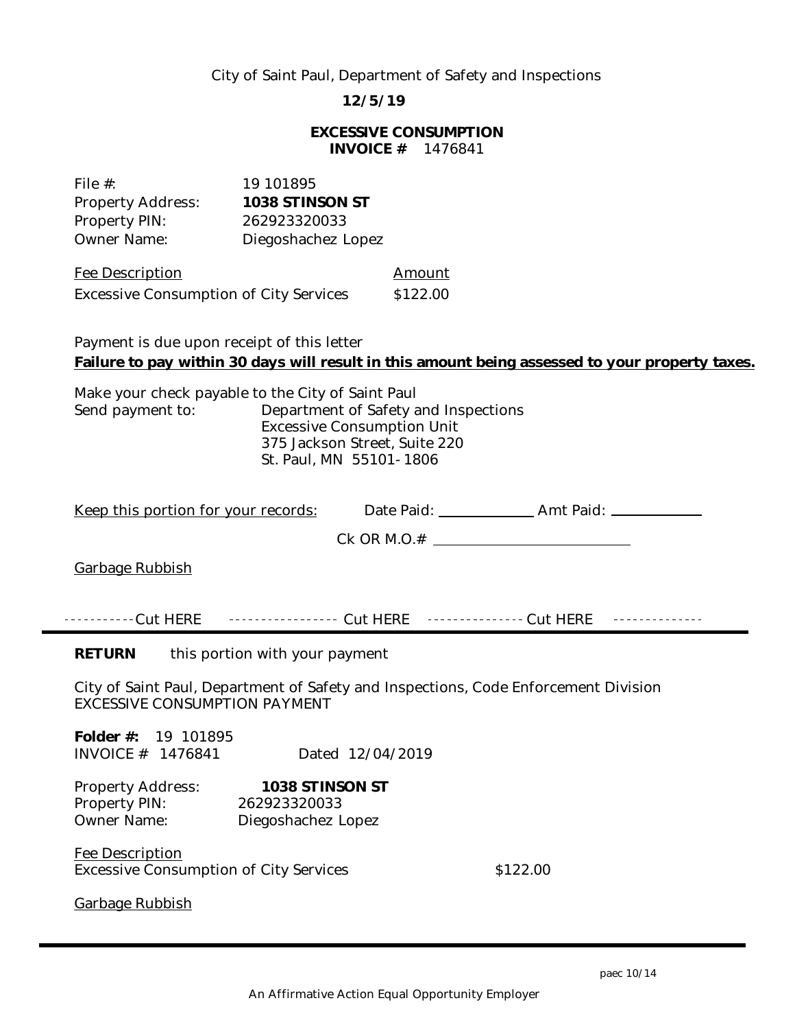City of Saint Paul, Department of Safety and Inspections

**12/5/19**

**EXCESSIVE CONSUMPTION**
**INVOICE #** 1476841

File #: 19 101895
Property Address: **1038 STINSON ST**
Property PIN: 262923320033
Owner Name: Diegoshachez Lopez

| Fee Description | Amount |
| --- | --- |
| Excessive Consumption of City Services | $122.00 |

Payment is due upon receipt of this letter
**Failure to pay within 30 days will result in this amount being assessed to your property taxes.**

Make your check payable to the City of Saint Paul
Send payment to: Department of Safety and Inspections
Excessive Consumption Unit
375 Jackson Street, Suite 220
St. Paul, MN 55101-1806

Keep this portion for your records: Date Paid: ____________ Amt Paid: ____________

Ck OR M.O.# ________________________

Garbage Rubbish

-----------Cut HERE ----------------- Cut HERE --------------- Cut HERE --------------

**RETURN** this portion with your payment

City of Saint Paul, Department of Safety and Inspections, Code Enforcement Division
EXCESSIVE CONSUMPTION PAYMENT

**Folder #:** 19 101895
INVOICE # 1476841 Dated 12/04/2019

Property Address: **1038 STINSON ST**
Property PIN: 262923320033
Owner Name: Diegoshachez Lopez

| Fee Description | |
| --- | --- |
| Excessive Consumption of City Services | $122.00 |

Garbage Rubbish

paec 10/14

An Affirmative Action Equal Opportunity Employer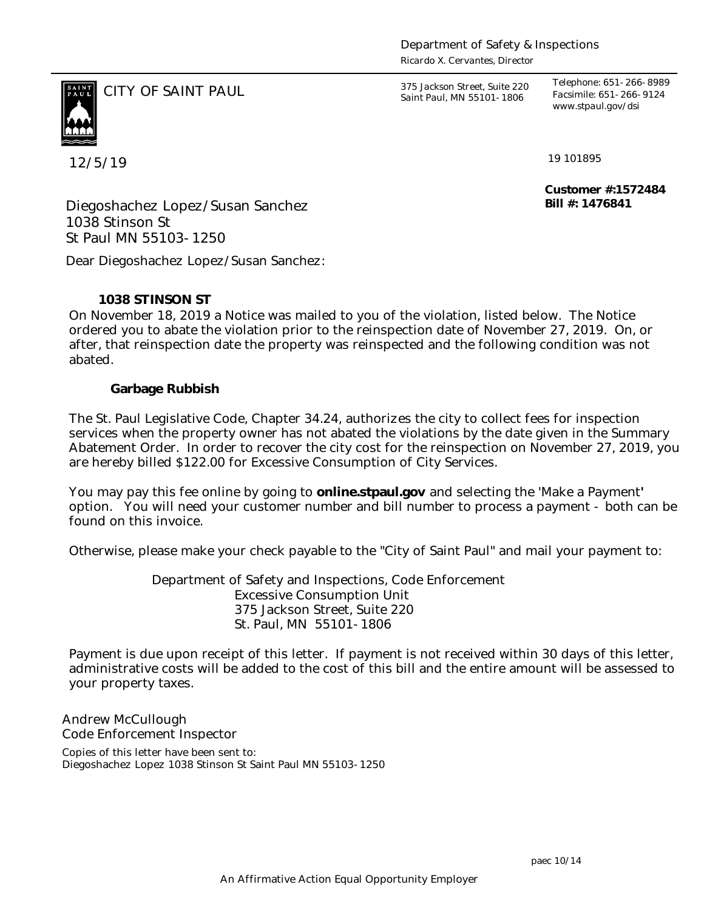Department of Safety & Inspections
*Ricardo X. Cervantes, Director*

CITY OF SAINT PAUL

375 Jackson Street, Suite 220
Saint Paul, MN 55101-1806

Telephone: 651-266-8989
Facsimile: 651-266-9124
www.stpaul.gov/dsi

12/5/19

19 101895

**Customer #:1572484**
**Bill #: 1476841**

Diegoshachez Lopez/Susan Sanchez
1038 Stinson St
St Paul MN 55103-1250

Dear Diegoshachez Lopez/Susan Sanchez:

**1038 STINSON ST**

On November 18, 2019 a Notice was mailed to you of the violation, listed below. The Notice ordered you to abate the violation prior to the reinspection date of November 27, 2019. On, or after, that reinspection date the property was reinspected and the following condition was not abated.

**Garbage Rubbish**

The St. Paul Legislative Code, Chapter 34.24, authorizes the city to collect fees for inspection services when the property owner has not abated the violations by the date given in the Summary Abatement Order. In order to recover the city cost for the reinspection on November 27, 2019, you are hereby billed $122.00 for Excessive Consumption of City Services.

You may pay this fee online by going to **online.stpaul.gov** and selecting the 'Make a Payment' option. You will need your customer number and bill number to process a payment - both can be found on this invoice.

Otherwise, please make your check payable to the "City of Saint Paul" and mail your payment to:

Department of Safety and Inspections, Code Enforcement
Excessive Consumption Unit
375 Jackson Street, Suite 220
St. Paul, MN 55101-1806

Payment is due upon receipt of this letter. If payment is not received within 30 days of this letter, administrative costs will be added to the cost of this bill and the entire amount will be assessed to your property taxes.

Andrew McCullough
Code Enforcement Inspector

Copies of this letter have been sent to:
Diegoshachez Lopez 1038 Stinson St Saint Paul MN 55103-1250

paec 10/14

An Affirmative Action Equal Opportunity Employer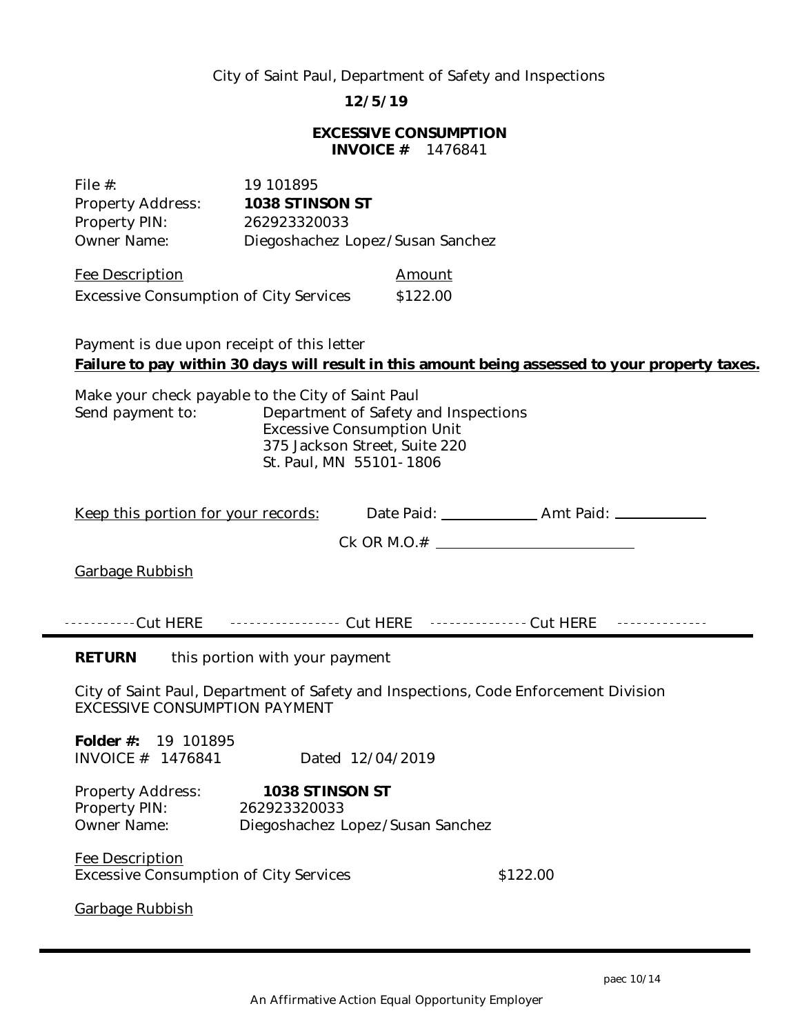City of Saint Paul, Department of Safety and Inspections

**12/5/19**

**EXCESSIVE CONSUMPTION**
**INVOICE #** 1476841

File #: 19 101895
Property Address: **1038 STINSON ST**
Property PIN: 262923320033
Owner Name: Diegoshachez Lopez/Susan Sanchez

| Fee Description | Amount |
|---|---|
| Excessive Consumption of City Services | $122.00 |

Payment is due upon receipt of this letter
**Failure to pay within 30 days will result in this amount being assessed to your property taxes.**

Make your check payable to the City of Saint Paul
Send payment to: Department of Safety and Inspections
Excessive Consumption Unit
375 Jackson Street, Suite 220
St. Paul, MN 55101-1806

Keep this portion for your records: Date Paid: ____________ Amt Paid: ____________

Ck OR M.O.# ________________________

Garbage Rubbish

-----------Cut HERE ----------------- Cut HERE --------------- Cut HERE --------------

**RETURN** this portion with your payment

City of Saint Paul, Department of Safety and Inspections, Code Enforcement Division
EXCESSIVE CONSUMPTION PAYMENT

**Folder #:** 19 101895
INVOICE # 1476841 Dated 12/04/2019

Property Address: **1038 STINSON ST**
Property PIN: 262923320033
Owner Name: Diegoshachez Lopez/Susan Sanchez

Fee Description
Excessive Consumption of City Services $122.00

Garbage Rubbish

paec 10/14

An Affirmative Action Equal Opportunity Employer